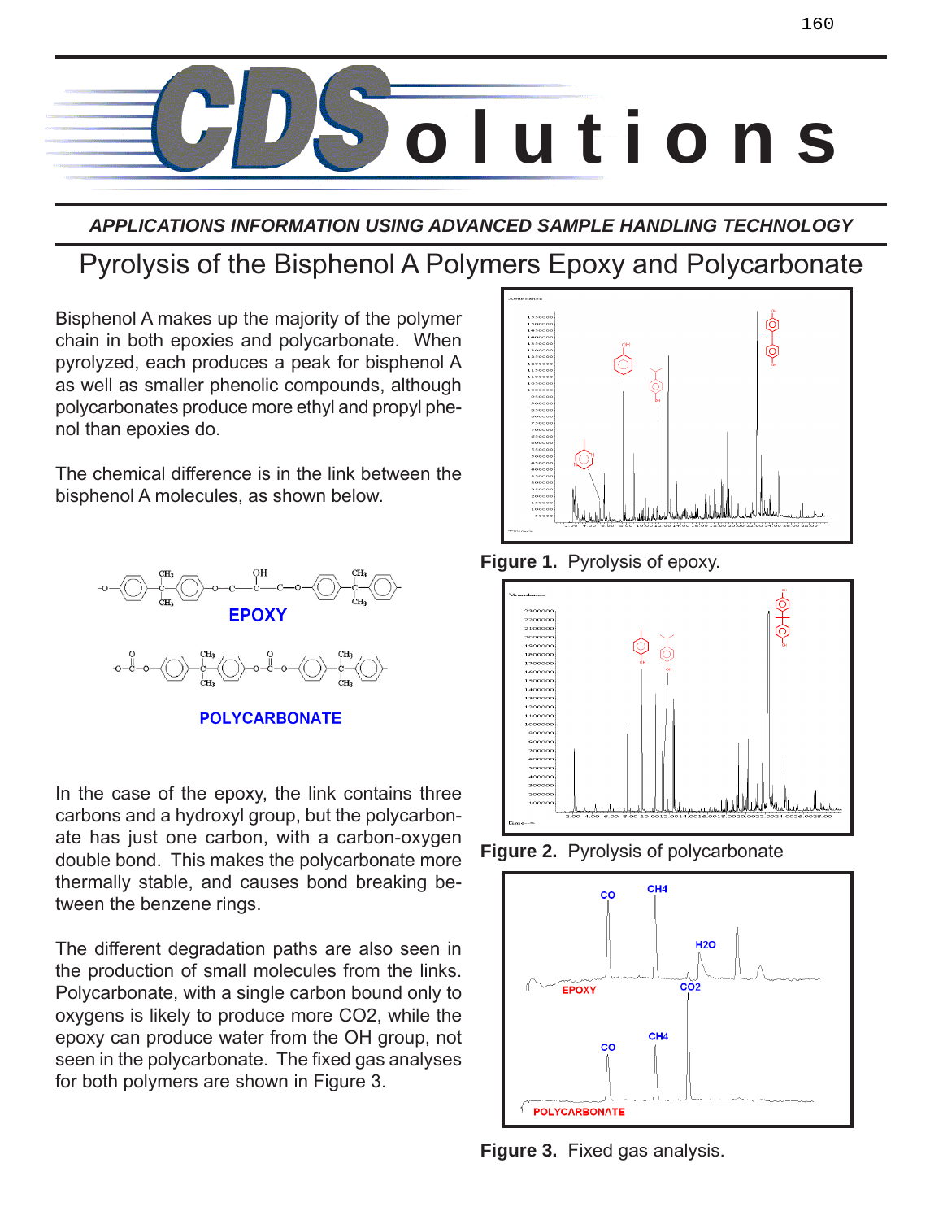# CDS olutions

*APPLICATIONS INFORMATION USING ADVANCED SAMPLE HANDLING TECHNOLOGY*

## Pyrolysis of the Bisphenol A Polymers Epoxy and Polycarbonate

Bisphenol A makes up the majority of the polymer chain in both epoxies and polycarbonate. When pyrolyzed, each produces a peak for bisphenol A as well as smaller phenolic compounds, although polycarbonates produce more ethyl and propyl phenol than epoxies do.

The chemical difference is in the link between the bisphenol A molecules, as shown below.

**EPOXY**

**POLYCARBONATE**

In the case of the epoxy, the link contains three carbons and a hydroxyl group, but the polycarbonate has just one carbon, with a carbon-oxygen double bond. This makes the polycarbonate more thermally stable, and causes bond breaking between the benzene rings.

The different degradation paths are also seen in the production of small molecules from the links. Polycarbonate, with a single carbon bound only to oxygens is likely to produce more CO2, while the epoxy can produce water from the OH group, not seen in the polycarbonate. The fixed gas analyses for both polymers are shown in Figure 3.

**Figure 1.** Pyrolysis of epoxy.

**Figure 2.** Pyrolysis of polycarbonate

**Figure 3.** Fixed gas analysis.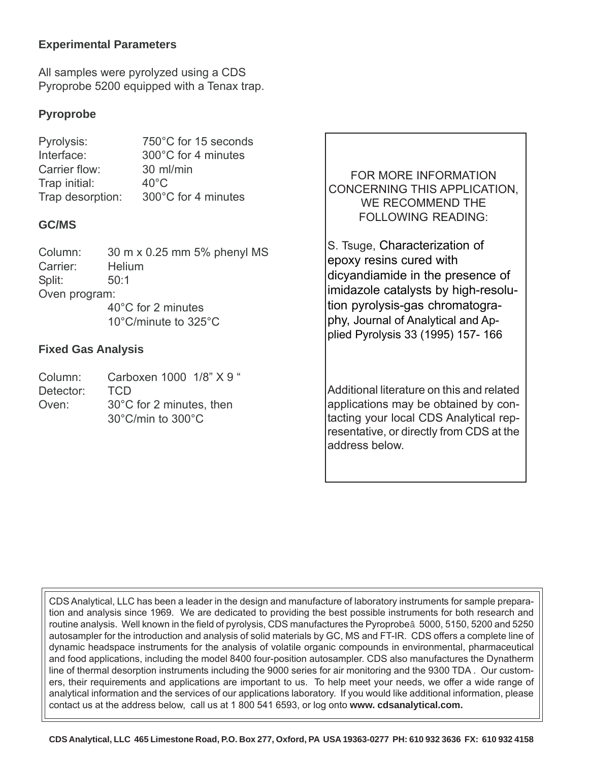### Experimental Parameters

All samples were pyrolyzed using a CDS Pyroprobe 5200 equipped with a Tenax trap.

### Pyroprobe

| | |
|---|---|
| Pyrolysis: | 750°C for 15 seconds |
| Interface: | 300°C for 4 minutes |
| Carrier flow: | 30 ml/min |
| Trap initial: | 40°C |
| Trap desorption: | 300°C for 4 minutes |

### GC/MS

| | |
|---|---|
| Column: | 30 m x 0.25 mm 5% phenyl MS |
| Carrier: | Helium |
| Split: | 50:1 |
| Oven program: | |
| | 40°C for 2 minutes |
| | 10°C/minute to 325°C |

### Fixed Gas Analysis

| | |
|---|---|
| Column: | Carboxen 1000 1/8” X 9 “ |
| Detector: | TCD |
| Oven: | 30°C for 2 minutes, then |
| | 30°C/min to 300°C |

FOR MORE INFORMATION CONCERNING THIS APPLICATION, WE RECOMMEND THE FOLLOWING READING:

S. Tsuge, Characterization of epoxy resins cured with dicyandiamide in the presence of imidazole catalysts by high-resolution pyrolysis-gas chromatography, Journal of Analytical and Applied Pyrolysis 33 (1995) 157- 166

Additional literature on this and related applications may be obtained by contacting your local CDS Analytical representative, or directly from CDS at the address below.

CDS Analytical, LLC has been a leader in the design and manufacture of laboratory instruments for sample preparation and analysis since 1969. We are dedicated to providing the best possible instruments for both research and routine analysis. Well known in the field of pyrolysis, CDS manufactures the Pyroprobeâ 5000, 5150, 5200 and 5250 autosampler for the introduction and analysis of solid materials by GC, MS and FT-IR. CDS offers a complete line of dynamic headspace instruments for the analysis of volatile organic compounds in environmental, pharmaceutical and food applications, including the model 8400 four-position autosampler. CDS also manufactures the Dynatherm line of thermal desorption instruments including the 9000 series for air monitoring and the 9300 TDA . Our customers, their requirements and applications are important to us. To help meet your needs, we offer a wide range of analytical information and the services of our applications laboratory. If you would like additional information, please contact us at the address below, call us at 1 800 541 6593, or log onto **www. cdsanalytical.com.**

**CDS Analytical, LLC 465 Limestone Road, P.O. Box 277, Oxford, PA USA 19363-0277 PH: 610 932 3636 FX: 610 932 4158**